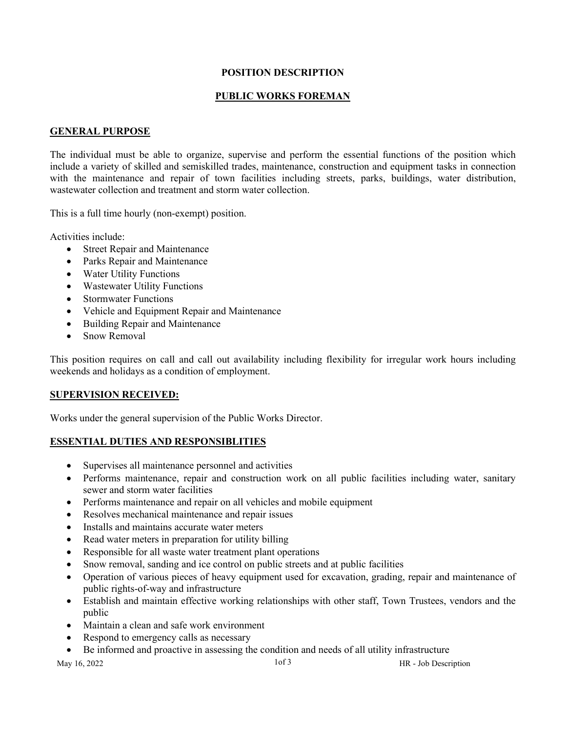**POSITION DESCRIPTION**

# PUBLIC WORKS FOREMAN

## GENERAL PURPOSE

The individual must be able to organize, supervise and perform the essential functions of the position which include a variety of skilled and semiskilled trades, maintenance, construction and equipment tasks in connection with the maintenance and repair of town facilities including streets, parks, buildings, water distribution, wastewater collection and treatment and storm water collection.

This is a full time hourly (non-exempt) position.

Activities include:

- Street Repair and Maintenance
- Parks Repair and Maintenance
- Water Utility Functions
- Wastewater Utility Functions
- Stormwater Functions
- Vehicle and Equipment Repair and Maintenance
- Building Repair and Maintenance
- Snow Removal

This position requires on call and call out availability including flexibility for irregular work hours including weekends and holidays as a condition of employment.

## SUPERVISION RECEIVED:

Works under the general supervision of the Public Works Director.

## ESSENTIAL DUTIES AND RESPONSIBLITIES

- Supervises all maintenance personnel and activities
- Performs maintenance, repair and construction work on all public facilities including water, sanitary sewer and storm water facilities
- Performs maintenance and repair on all vehicles and mobile equipment
- Resolves mechanical maintenance and repair issues
- Installs and maintains accurate water meters
- Read water meters in preparation for utility billing
- Responsible for all waste water treatment plant operations
- Snow removal, sanding and ice control on public streets and at public facilities
- Operation of various pieces of heavy equipment used for excavation, grading, repair and maintenance of public rights-of-way and infrastructure
- Establish and maintain effective working relationships with other staff, Town Trustees, vendors and the public
- Maintain a clean and safe work environment
- Respond to emergency calls as necessary
- Be informed and proactive in assessing the condition and needs of all utility infrastructure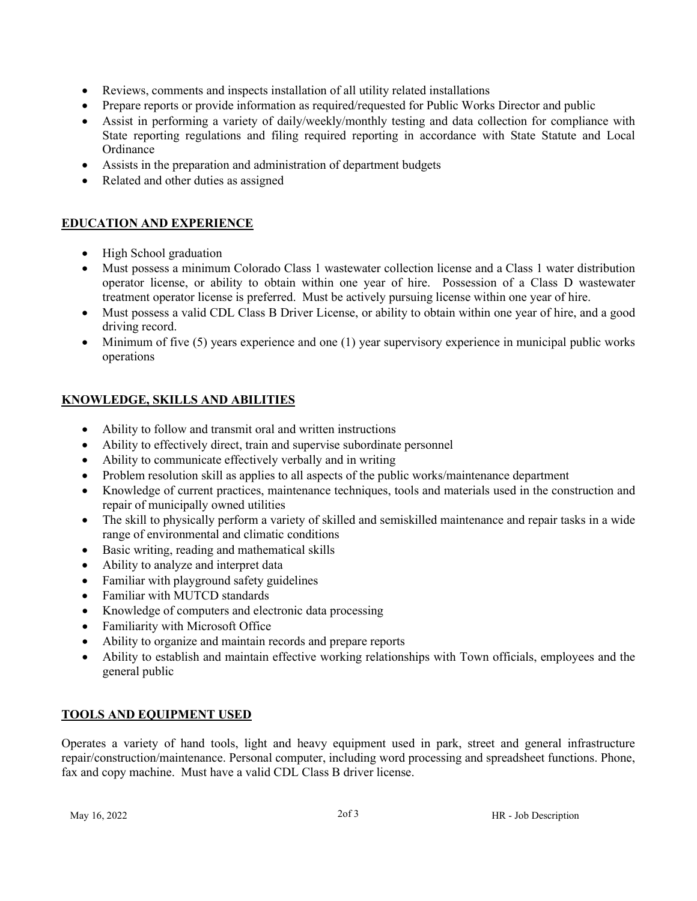- Reviews, comments and inspects installation of all utility related installations
- Prepare reports or provide information as required/requested for Public Works Director and public
- Assist in performing a variety of daily/weekly/monthly testing and data collection for compliance with State reporting regulations and filing required reporting in accordance with State Statute and Local Ordinance
- Assists in the preparation and administration of department budgets
- Related and other duties as assigned

## EDUCATION AND EXPERIENCE

- High School graduation
- Must possess a minimum Colorado Class 1 wastewater collection license and a Class 1 water distribution operator license, or ability to obtain within one year of hire. Possession of a Class D wastewater treatment operator license is preferred. Must be actively pursuing license within one year of hire.
- Must possess a valid CDL Class B Driver License, or ability to obtain within one year of hire, and a good driving record.
- Minimum of five (5) years experience and one (1) year supervisory experience in municipal public works operations

## KNOWLEDGE, SKILLS AND ABILITIES

- Ability to follow and transmit oral and written instructions
- Ability to effectively direct, train and supervise subordinate personnel
- Ability to communicate effectively verbally and in writing
- Problem resolution skill as applies to all aspects of the public works/maintenance department
- Knowledge of current practices, maintenance techniques, tools and materials used in the construction and repair of municipally owned utilities
- The skill to physically perform a variety of skilled and semiskilled maintenance and repair tasks in a wide range of environmental and climatic conditions
- Basic writing, reading and mathematical skills
- Ability to analyze and interpret data
- Familiar with playground safety guidelines
- Familiar with MUTCD standards
- Knowledge of computers and electronic data processing
- Familiarity with Microsoft Office
- Ability to organize and maintain records and prepare reports
- Ability to establish and maintain effective working relationships with Town officials, employees and the general public

## TOOLS AND EQUIPMENT USED

Operates a variety of hand tools, light and heavy equipment used in park, street and general infrastructure repair/construction/maintenance. Personal computer, including word processing and spreadsheet functions. Phone, fax and copy machine. Must have a valid CDL Class B driver license.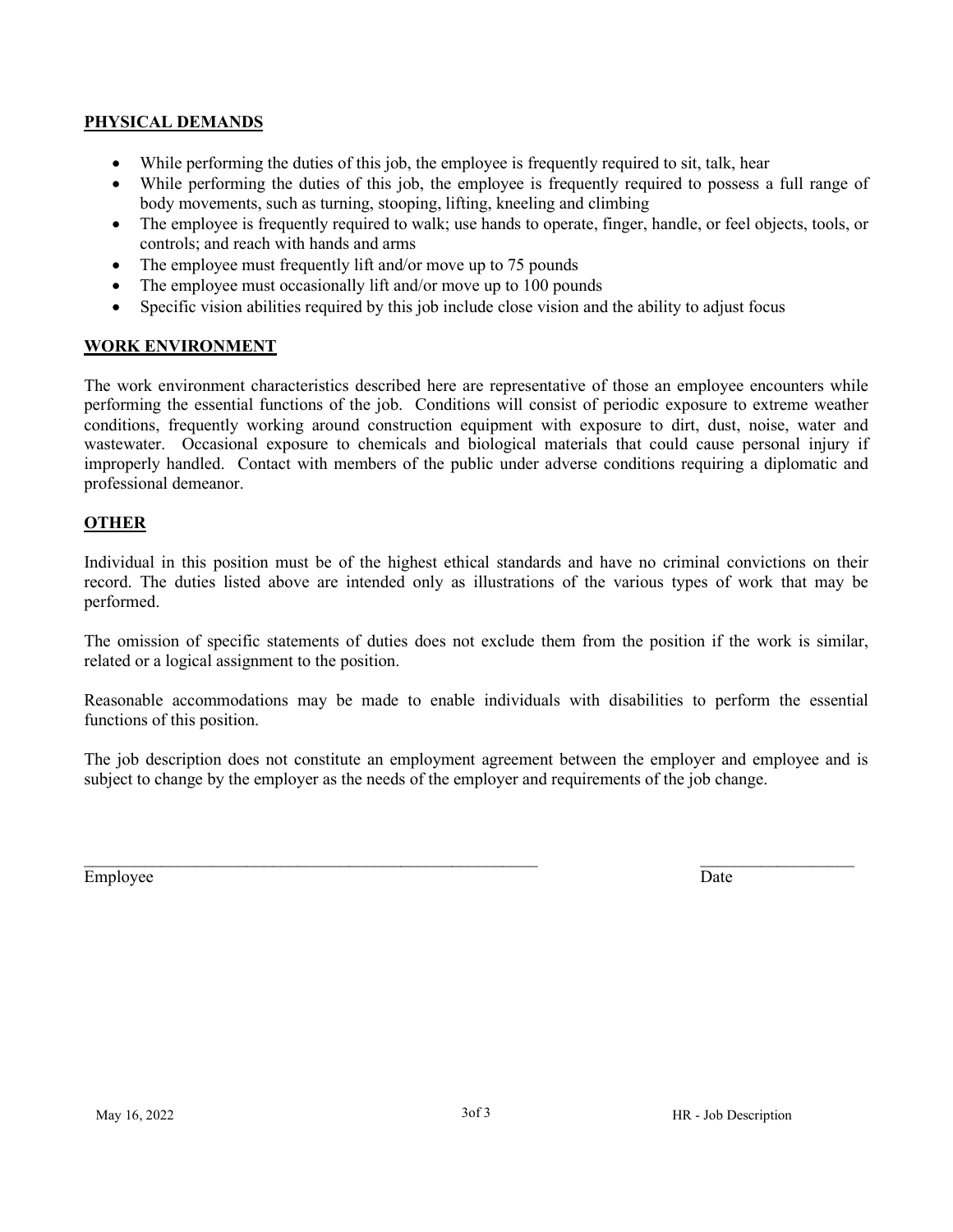## **PHYSICAL DEMANDS**

- While performing the duties of this job, the employee is frequently required to sit, talk, hear
- While performing the duties of this job, the employee is frequently required to possess a full range of body movements, such as turning, stooping, lifting, kneeling and climbing
- The employee is frequently required to walk; use hands to operate, finger, handle, or feel objects, tools, or controls; and reach with hands and arms
- The employee must frequently lift and/or move up to 75 pounds
- The employee must occasionally lift and/or move up to 100 pounds
- Specific vision abilities required by this job include close vision and the ability to adjust focus

## **WORK ENVIRONMENT**

The work environment characteristics described here are representative of those an employee encounters while performing the essential functions of the job. Conditions will consist of periodic exposure to extreme weather conditions, frequently working around construction equipment with exposure to dirt, dust, noise, water and wastewater. Occasional exposure to chemicals and biological materials that could cause personal injury if improperly handled. Contact with members of the public under adverse conditions requiring a diplomatic and professional demeanor.

## **OTHER**

Individual in this position must be of the highest ethical standards and have no criminal convictions on their record. The duties listed above are intended only as illustrations of the various types of work that may be performed.

The omission of specific statements of duties does not exclude them from the position if the work is similar, related or a logical assignment to the position.

Reasonable accommodations may be made to enable individuals with disabilities to perform the essential functions of this position.

The job description does not constitute an employment agreement between the employer and employee and is subject to change by the employer as the needs of the employer and requirements of the job change.

_______________________________________________________ __________________

Employee Date